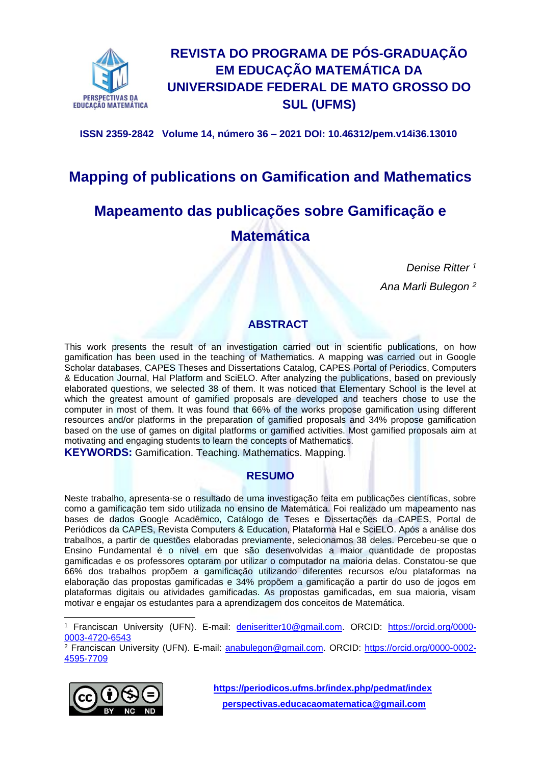# REVISTA DO PROGRAMA DE PÓS-GRADUAÇÃO EM EDUCAÇÃO MATEMÁTICA DA UNIVERSIDADE FEDERAL DE MATO GROSSO DO SUL (UFMS)

**ISSN 2359-2842 Volume 14, número 36 – 2021 DOI: 10.46312/pem.v14i36.13010**

# Mapping of publications on Gamification and Mathematics

# Mapeamento das publicações sobre Gamificação e Matemática

*Denise Ritter* [1]

*Ana Marli Bulegon* [2]

## ABSTRACT

This work presents the result of an investigation carried out in scientific publications, on how gamification has been used in the teaching of Mathematics. A mapping was carried out in Google Scholar databases, CAPES Theses and Dissertations Catalog, CAPES Portal of Periodics, Computers & Education Journal, Hal Platform and SciELO. After analyzing the publications, based on previously elaborated questions, we selected 38 of them. It was noticed that Elementary School is the level at which the greatest amount of gamified proposals are developed and teachers chose to use the computer in most of them. It was found that 66% of the works propose gamification using different resources and/or platforms in the preparation of gamified proposals and 34% propose gamification based on the use of games on digital platforms or gamified activities. Most gamified proposals aim at motivating and engaging students to learn the concepts of Mathematics.

**KEYWORDS:** Gamification. Teaching. Mathematics. Mapping.

## RESUMO

Neste trabalho, apresenta-se o resultado de uma investigação feita em publicações científicas, sobre como a gamificação tem sido utilizada no ensino de Matemática. Foi realizado um mapeamento nas bases de dados Google Acadêmico, Catálogo de Teses e Dissertações da CAPES, Portal de Periódicos da CAPES, Revista Computers & Education, Plataforma Hal e SciELO. Após a análise dos trabalhos, a partir de questões elaboradas previamente, selecionamos 38 deles. Percebeu-se que o Ensino Fundamental é o nível em que são desenvolvidas a maior quantidade de propostas gamificadas e os professores optaram por utilizar o computador na maioria delas. Constatou-se que 66% dos trabalhos propõem a gamificação utilizando diferentes recursos e/ou plataformas na elaboração das propostas gamificadas e 34% propõem a gamificação a partir do uso de jogos em plataformas digitais ou atividades gamificadas. As propostas gamificadas, em sua maioria, visam motivar e engajar os estudantes para a aprendizagem dos conceitos de Matemática.

---

[1] Franciscan University (UFN). E-mail: deniseritter10@gmail.com. ORCID: https://orcid.org/0000-0003-4720-6543

[2] Franciscan University (UFN). E-mail: anabulegon@gmail.com. ORCID: https://orcid.org/0000-0002-4595-7709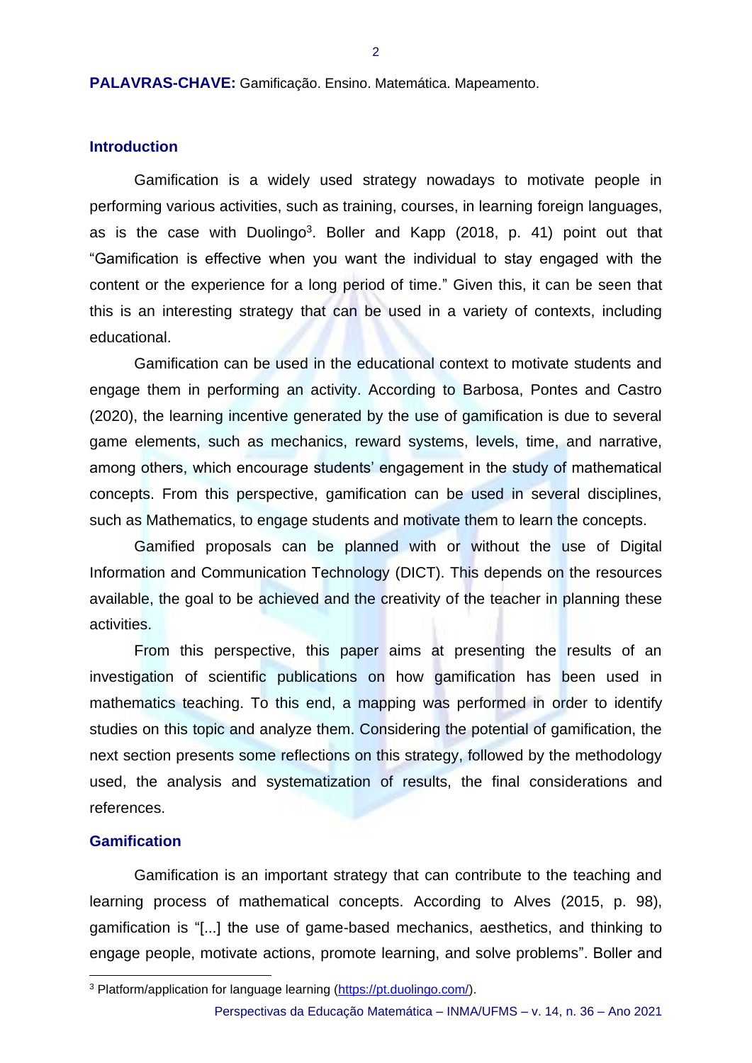**PALAVRAS-CHAVE:** Gamificação. Ensino. Matemática. Mapeamento.

## Introduction

Gamification is a widely used strategy nowadays to motivate people in performing various activities, such as training, courses, in learning foreign languages, as is the case with Duolingo[3]. Boller and Kapp (2018, p. 41) point out that "Gamification is effective when you want the individual to stay engaged with the content or the experience for a long period of time." Given this, it can be seen that this is an interesting strategy that can be used in a variety of contexts, including educational.

Gamification can be used in the educational context to motivate students and engage them in performing an activity. According to Barbosa, Pontes and Castro (2020), the learning incentive generated by the use of gamification is due to several game elements, such as mechanics, reward systems, levels, time, and narrative, among others, which encourage students' engagement in the study of mathematical concepts. From this perspective, gamification can be used in several disciplines, such as Mathematics, to engage students and motivate them to learn the concepts.

Gamified proposals can be planned with or without the use of Digital Information and Communication Technology (DICT). This depends on the resources available, the goal to be achieved and the creativity of the teacher in planning these activities.

From this perspective, this paper aims at presenting the results of an investigation of scientific publications on how gamification has been used in mathematics teaching. To this end, a mapping was performed in order to identify studies on this topic and analyze them. Considering the potential of gamification, the next section presents some reflections on this strategy, followed by the methodology used, the analysis and systematization of results, the final considerations and references.

## Gamification

Gamification is an important strategy that can contribute to the teaching and learning process of mathematical concepts. According to Alves (2015, p. 98), gamification is "[...] the use of game-based mechanics, aesthetics, and thinking to engage people, motivate actions, promote learning, and solve problems". Boller and

[3] Platform/application for language learning (https://pt.duolingo.com/).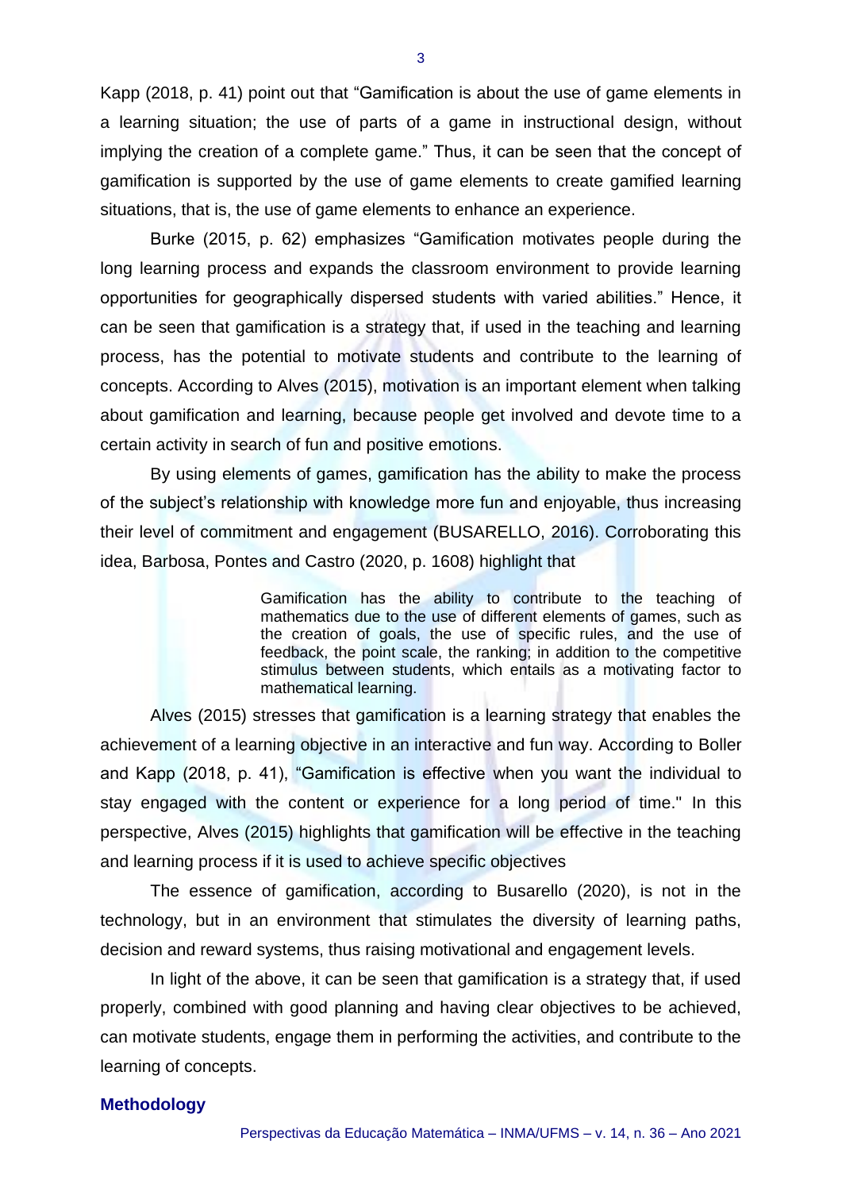Kapp (2018, p. 41) point out that "Gamification is about the use of game elements in a learning situation; the use of parts of a game in instructional design, without implying the creation of a complete game." Thus, it can be seen that the concept of gamification is supported by the use of game elements to create gamified learning situations, that is, the use of game elements to enhance an experience.

Burke (2015, p. 62) emphasizes "Gamification motivates people during the long learning process and expands the classroom environment to provide learning opportunities for geographically dispersed students with varied abilities." Hence, it can be seen that gamification is a strategy that, if used in the teaching and learning process, has the potential to motivate students and contribute to the learning of concepts. According to Alves (2015), motivation is an important element when talking about gamification and learning, because people get involved and devote time to a certain activity in search of fun and positive emotions.

By using elements of games, gamification has the ability to make the process of the subject's relationship with knowledge more fun and enjoyable, thus increasing their level of commitment and engagement (BUSARELLO, 2016). Corroborating this idea, Barbosa, Pontes and Castro (2020, p. 1608) highlight that

> Gamification has the ability to contribute to the teaching of mathematics due to the use of different elements of games, such as the creation of goals, the use of specific rules, and the use of feedback, the point scale, the ranking; in addition to the competitive stimulus between students, which entails as a motivating factor to mathematical learning.

Alves (2015) stresses that gamification is a learning strategy that enables the achievement of a learning objective in an interactive and fun way. According to Boller and Kapp (2018, p. 41), "Gamification is effective when you want the individual to stay engaged with the content or experience for a long period of time." In this perspective, Alves (2015) highlights that gamification will be effective in the teaching and learning process if it is used to achieve specific objectives

The essence of gamification, according to Busarello (2020), is not in the technology, but in an environment that stimulates the diversity of learning paths, decision and reward systems, thus raising motivational and engagement levels.

In light of the above, it can be seen that gamification is a strategy that, if used properly, combined with good planning and having clear objectives to be achieved, can motivate students, engage them in performing the activities, and contribute to the learning of concepts.

## Methodology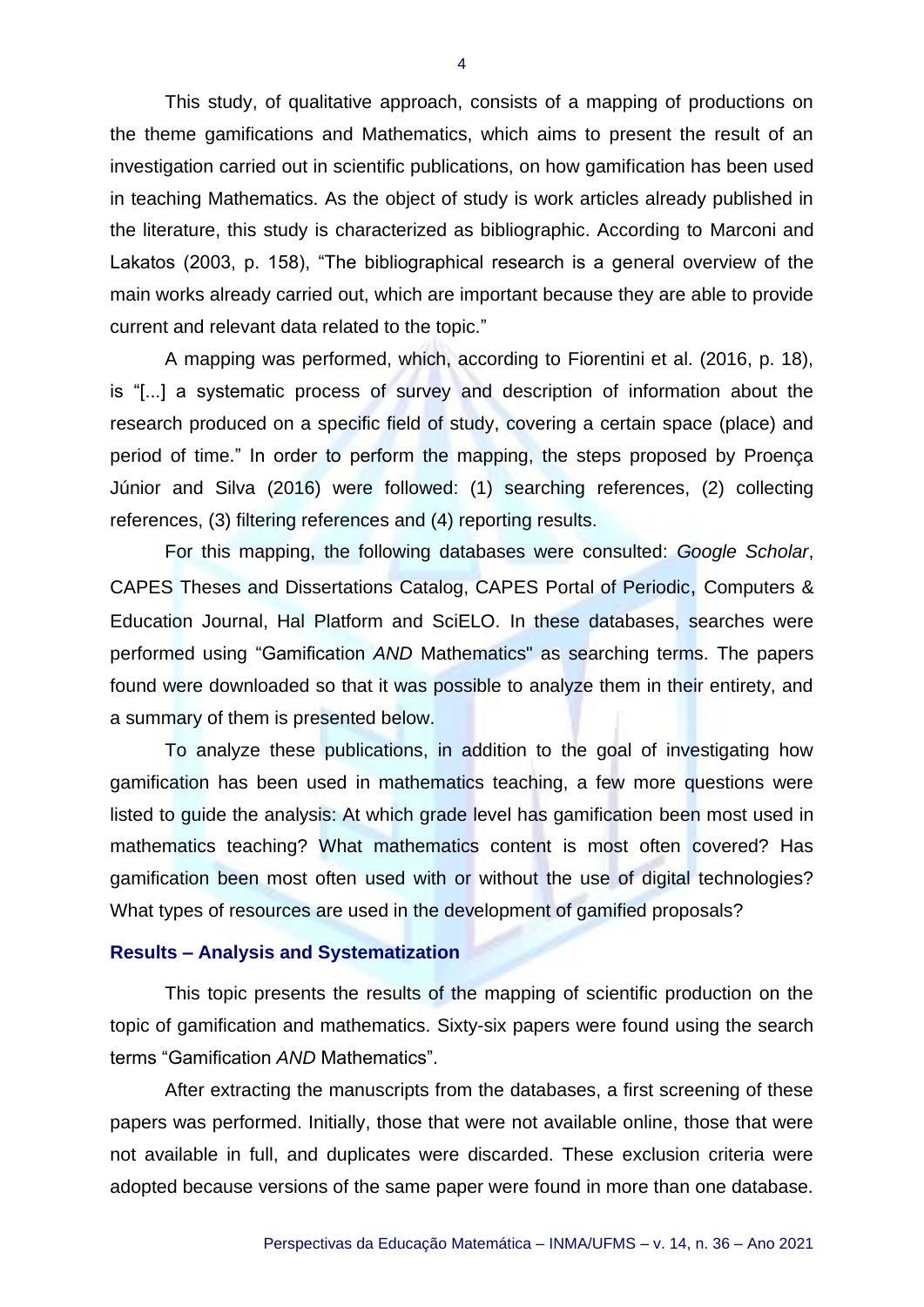This study, of qualitative approach, consists of a mapping of productions on the theme gamifications and Mathematics, which aims to present the result of an investigation carried out in scientific publications, on how gamification has been used in teaching Mathematics. As the object of study is work articles already published in the literature, this study is characterized as bibliographic. According to Marconi and Lakatos (2003, p. 158), "The bibliographical research is a general overview of the main works already carried out, which are important because they are able to provide current and relevant data related to the topic."

A mapping was performed, which, according to Fiorentini et al. (2016, p. 18), is "[...] a systematic process of survey and description of information about the research produced on a specific field of study, covering a certain space (place) and period of time." In order to perform the mapping, the steps proposed by Proença Júnior and Silva (2016) were followed: (1) searching references, (2) collecting references, (3) filtering references and (4) reporting results.

For this mapping, the following databases were consulted: *Google Scholar*, CAPES Theses and Dissertations Catalog, CAPES Portal of Periodic, Computers & Education Journal, Hal Platform and SciELO. In these databases, searches were performed using "Gamification *AND* Mathematics" as searching terms. The papers found were downloaded so that it was possible to analyze them in their entirety, and a summary of them is presented below.

To analyze these publications, in addition to the goal of investigating how gamification has been used in mathematics teaching, a few more questions were listed to guide the analysis: At which grade level has gamification been most used in mathematics teaching? What mathematics content is most often covered? Has gamification been most often used with or without the use of digital technologies? What types of resources are used in the development of gamified proposals?

## Results – Analysis and Systematization

This topic presents the results of the mapping of scientific production on the topic of gamification and mathematics. Sixty-six papers were found using the search terms "Gamification *AND* Mathematics".

After extracting the manuscripts from the databases, a first screening of these papers was performed. Initially, those that were not available online, those that were not available in full, and duplicates were discarded. These exclusion criteria were adopted because versions of the same paper were found in more than one database.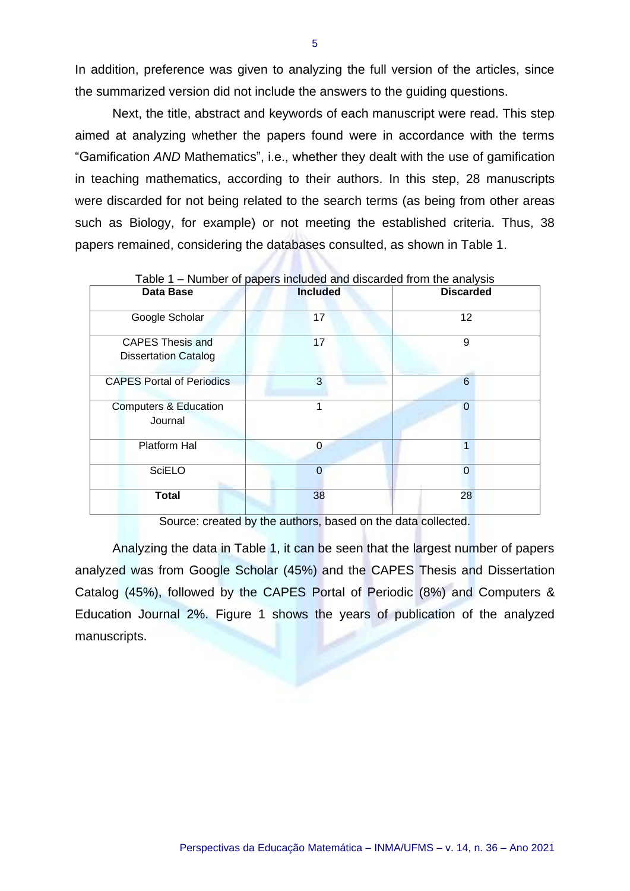In addition, preference was given to analyzing the full version of the articles, since the summarized version did not include the answers to the guiding questions.

Next, the title, abstract and keywords of each manuscript were read. This step aimed at analyzing whether the papers found were in accordance with the terms "Gamification *AND* Mathematics", i.e., whether they dealt with the use of gamification in teaching mathematics, according to their authors. In this step, 28 manuscripts were discarded for not being related to the search terms (as being from other areas such as Biology, for example) or not meeting the established criteria. Thus, 38 papers remained, considering the databases consulted, as shown in Table 1.

Table 1 – Number of papers included and discarded from the analysis

| Data Base | Included | Discarded |
|---|---|---|
| Google Scholar | 17 | 12 |
| CAPES Thesis and Dissertation Catalog | 17 | 9 |
| CAPES Portal of Periodics | 3 | 6 |
| Computers & Education Journal | 1 | 0 |
| Platform Hal | 0 | 1 |
| SciELO | 0 | 0 |
| **Total** | 38 | 28 |

Source: created by the authors, based on the data collected.

Analyzing the data in Table 1, it can be seen that the largest number of papers analyzed was from Google Scholar (45%) and the CAPES Thesis and Dissertation Catalog (45%), followed by the CAPES Portal of Periodic (8%) and Computers & Education Journal 2%. Figure 1 shows the years of publication of the analyzed manuscripts.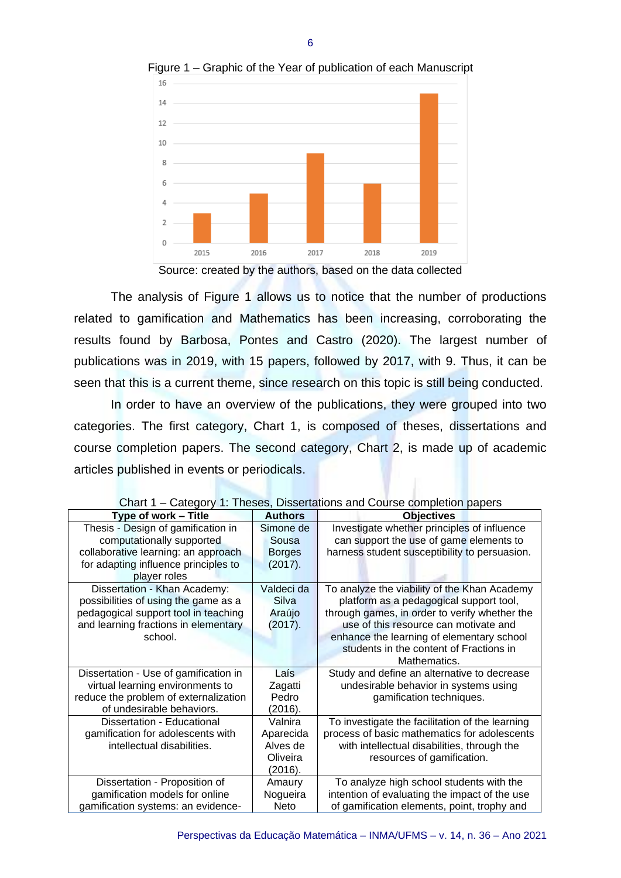Figure 1 – Graphic of the Year of publication of each Manuscript

Source: created by the authors, based on the data collected

The analysis of Figure 1 allows us to notice that the number of productions related to gamification and Mathematics has been increasing, corroborating the results found by Barbosa, Pontes and Castro (2020). The largest number of publications was in 2019, with 15 papers, followed by 2017, with 9. Thus, it can be seen that this is a current theme, since research on this topic is still being conducted.

In order to have an overview of the publications, they were grouped into two categories. The first category, Chart 1, is composed of theses, dissertations and course completion papers. The second category, Chart 2, is made up of academic articles published in events or periodicals.

Chart 1 – Category 1: Theses, Dissertations and Course completion papers

| Type of work – Title | Authors | Objectives |
|---|---|---|
| Thesis - Design of gamification in computationally supported collaborative learning: an approach for adapting influence principles to player roles | Simone de Sousa Borges (2017). | Investigate whether principles of influence can support the use of game elements to harness student susceptibility to persuasion. |
| Dissertation - Khan Academy: possibilities of using the game as a pedagogical support tool in teaching and learning fractions in elementary school. | Valdeci da Silva Araújo (2017). | To analyze the viability of the Khan Academy platform as a pedagogical support tool, through games, in order to verify whether the use of this resource can motivate and enhance the learning of elementary school students in the content of Fractions in Mathematics. |
| Dissertation - Use of gamification in virtual learning environments to reduce the problem of externalization of undesirable behaviors. | Laís Zagatti Pedro (2016). | Study and define an alternative to decrease undesirable behavior in systems using gamification techniques. |
| Dissertation - Educational gamification for adolescents with intellectual disabilities. | Valnira Aparecida Alves de Oliveira (2016). | To investigate the facilitation of the learning process of basic mathematics for adolescents with intellectual disabilities, through the resources of gamification. |
| Dissertation - Proposition of gamification models for online gamification systems: an evidence- | Amaury Nogueira Neto | To analyze high school students with the intention of evaluating the impact of the use of gamification elements, point, trophy and |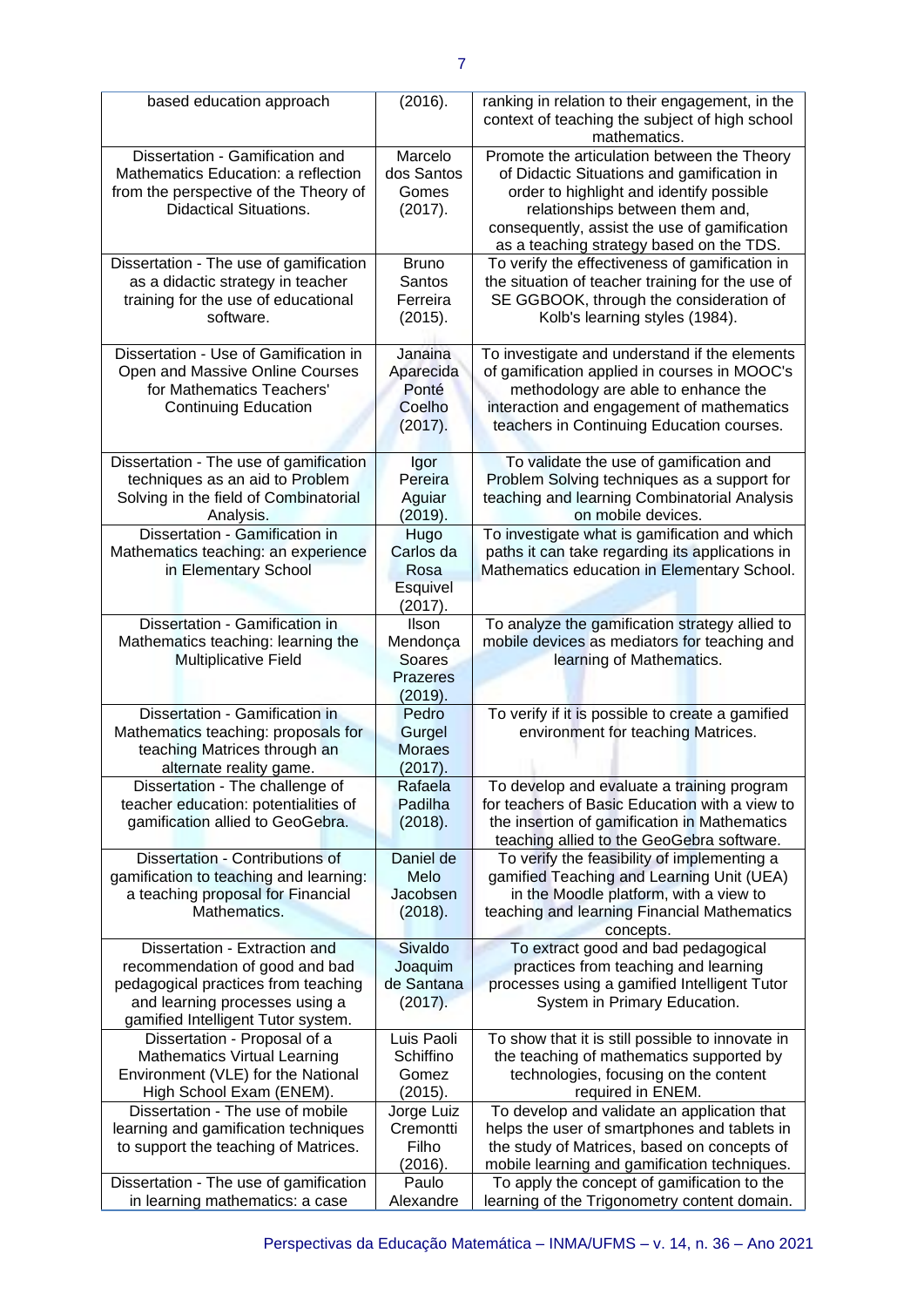| | | |
|---|---|---|
| based education approach | (2016). | ranking in relation to their engagement, in the context of teaching the subject of high school mathematics. |
| Dissertation - Gamification and Mathematics Education: a reflection from the perspective of the Theory of Didactical Situations. | Marcelo dos Santos Gomes (2017). | Promote the articulation between the Theory of Didactic Situations and gamification in order to highlight and identify possible relationships between them and, consequently, assist the use of gamification as a teaching strategy based on the TDS. |
| Dissertation - The use of gamification as a didactic strategy in teacher training for the use of educational software. | Bruno Santos Ferreira (2015). | To verify the effectiveness of gamification in the situation of teacher training for the use of SE GGBOOK, through the consideration of Kolb's learning styles (1984). |
| Dissertation - Use of Gamification in Open and Massive Online Courses for Mathematics Teachers' Continuing Education | Janaina Aparecida Ponté Coelho (2017). | To investigate and understand if the elements of gamification applied in courses in MOOC's methodology are able to enhance the interaction and engagement of mathematics teachers in Continuing Education courses. |
| Dissertation - The use of gamification techniques as an aid to Problem Solving in the field of Combinatorial Analysis. | Igor Pereira Aguiar (2019). | To validate the use of gamification and Problem Solving techniques as a support for teaching and learning Combinatorial Analysis on mobile devices. |
| Dissertation - Gamification in Mathematics teaching: an experience in Elementary School | Hugo Carlos da Rosa Esquivel (2017). | To investigate what is gamification and which paths it can take regarding its applications in Mathematics education in Elementary School. |
| Dissertation - Gamification in Mathematics teaching: learning the Multiplicative Field | Ilson Mendonça Soares Prazeres (2019). | To analyze the gamification strategy allied to mobile devices as mediators for teaching and learning of Mathematics. |
| Dissertation - Gamification in Mathematics teaching: proposals for teaching Matrices through an alternate reality game. | Pedro Gurgel Moraes (2017). | To verify if it is possible to create a gamified environment for teaching Matrices. |
| Dissertation - The challenge of teacher education: potentialities of gamification allied to GeoGebra. | Rafaela Padilha (2018). | To develop and evaluate a training program for teachers of Basic Education with a view to the insertion of gamification in Mathematics teaching allied to the GeoGebra software. |
| Dissertation - Contributions of gamification to teaching and learning: a teaching proposal for Financial Mathematics. | Daniel de Melo Jacobsen (2018). | To verify the feasibility of implementing a gamified Teaching and Learning Unit (UEA) in the Moodle platform, with a view to teaching and learning Financial Mathematics concepts. |
| Dissertation - Extraction and recommendation of good and bad pedagogical practices from teaching and learning processes using a gamified Intelligent Tutor system. | Sivaldo Joaquim de Santana (2017). | To extract good and bad pedagogical practices from teaching and learning processes using a gamified Intelligent Tutor System in Primary Education. |
| Dissertation - Proposal of a Mathematics Virtual Learning Environment (VLE) for the National High School Exam (ENEM). | Luis Paoli Schiffino Gomez (2015). | To show that it is still possible to innovate in the teaching of mathematics supported by technologies, focusing on the content required in ENEM. |
| Dissertation - The use of mobile learning and gamification techniques to support the teaching of Matrices. | Jorge Luiz Cremontti Filho (2016). | To develop and validate an application that helps the user of smartphones and tablets in the study of Matrices, based on concepts of mobile learning and gamification techniques. |
| Dissertation - The use of gamification in learning mathematics: a case | Paulo Alexandre | To apply the concept of gamification to the learning of the Trigonometry content domain. |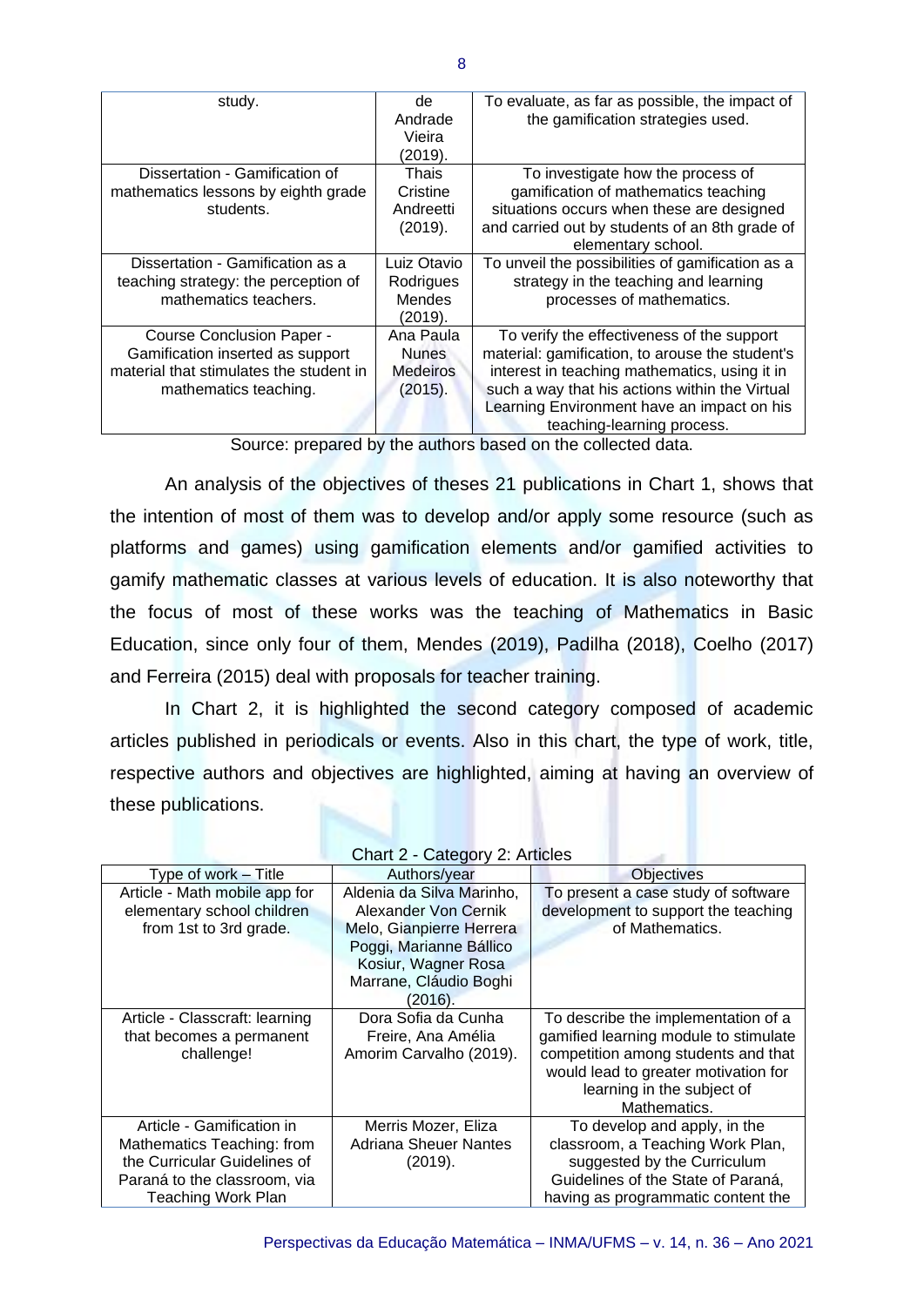| | | |
|---|---|---|
| study. | de Andrade Vieira (2019). | To evaluate, as far as possible, the impact of the gamification strategies used. |
| Dissertation - Gamification of mathematics lessons by eighth grade students. | Thais Cristine Andreetti (2019). | To investigate how the process of gamification of mathematics teaching situations occurs when these are designed and carried out by students of an 8th grade of elementary school. |
| Dissertation - Gamification as a teaching strategy: the perception of mathematics teachers. | Luiz Otavio Rodrigues Mendes (2019). | To unveil the possibilities of gamification as a strategy in the teaching and learning processes of mathematics. |
| Course Conclusion Paper - Gamification inserted as support material that stimulates the student in mathematics teaching. | Ana Paula Nunes Medeiros (2015). | To verify the effectiveness of the support material: gamification, to arouse the student's interest in teaching mathematics, using it in such a way that his actions within the Virtual Learning Environment have an impact on his teaching-learning process. |

Source: prepared by the authors based on the collected data.

An analysis of the objectives of theses 21 publications in Chart 1, shows that the intention of most of them was to develop and/or apply some resource (such as platforms and games) using gamification elements and/or gamified activities to gamify mathematic classes at various levels of education. It is also noteworthy that the focus of most of these works was the teaching of Mathematics in Basic Education, since only four of them, Mendes (2019), Padilha (2018), Coelho (2017) and Ferreira (2015) deal with proposals for teacher training.

In Chart 2, it is highlighted the second category composed of academic articles published in periodicals or events. Also in this chart, the type of work, title, respective authors and objectives are highlighted, aiming at having an overview of these publications.

Chart 2 - Category 2: Articles

| Type of work – Title | Authors/year | Objectives |
|---|---|---|
| Article - Math mobile app for elementary school children from 1st to 3rd grade. | Aldenia da Silva Marinho, Alexander Von Cernik Melo, Gianpierre Herrera Poggi, Marianne Bállico Kosiur, Wagner Rosa Marrane, Cláudio Boghi (2016). | To present a case study of software development to support the teaching of Mathematics. |
| Article - Classcraft: learning that becomes a permanent challenge! | Dora Sofia da Cunha Freire, Ana Amélia Amorim Carvalho (2019). | To describe the implementation of a gamified learning module to stimulate competition among students and that would lead to greater motivation for learning in the subject of Mathematics. |
| Article - Gamification in Mathematics Teaching: from the Curricular Guidelines of Paraná to the classroom, via Teaching Work Plan | Merris Mozer, Eliza Adriana Sheuer Nantes (2019). | To develop and apply, in the classroom, a Teaching Work Plan, suggested by the Curriculum Guidelines of the State of Paraná, having as programmatic content the |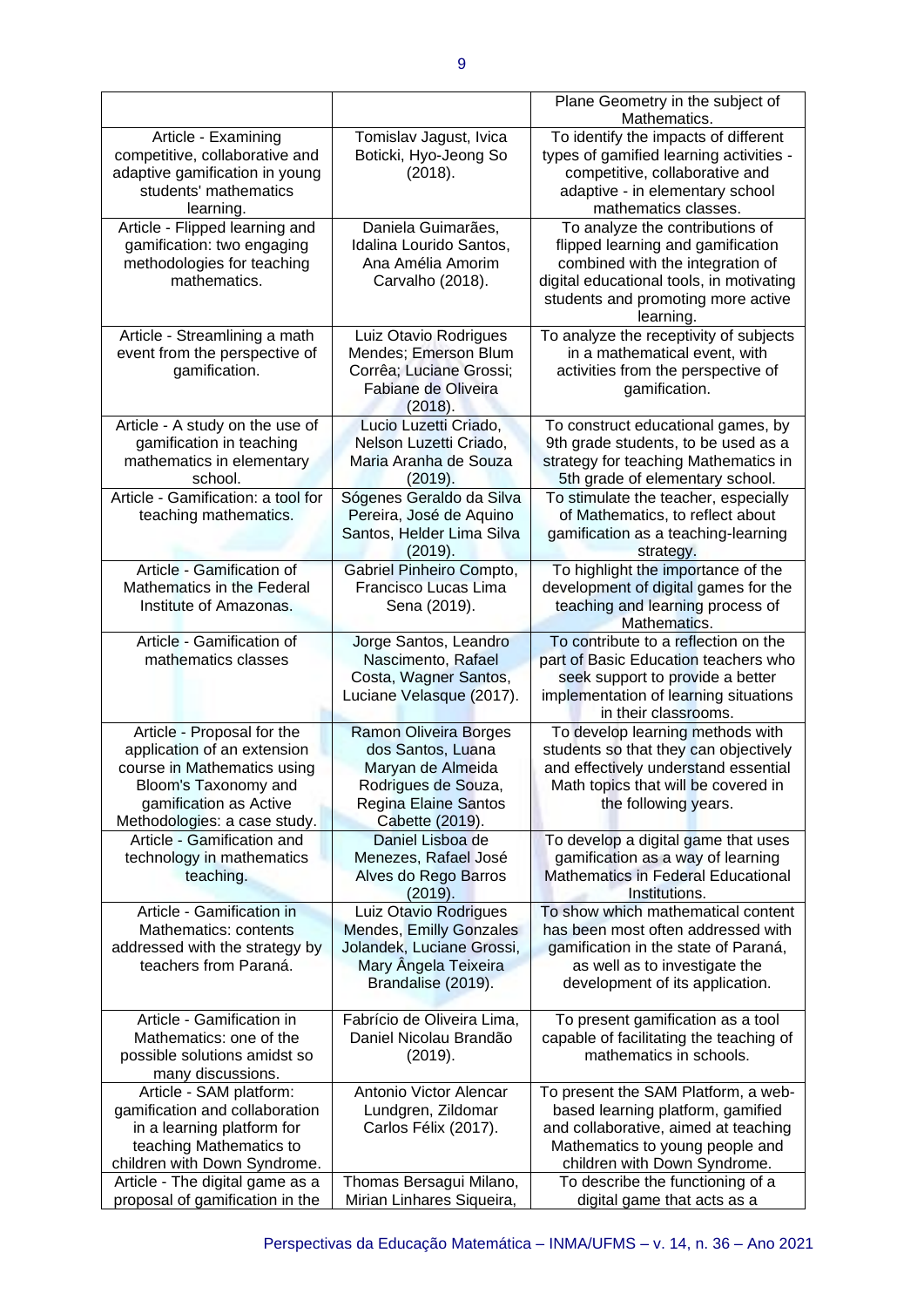| | | |
|---|---|---|
| | | Plane Geometry in the subject of Mathematics. |
| Article - Examining competitive, collaborative and adaptive gamification in young students' mathematics learning. | Tomislav Jagust, Ivica Boticki, Hyo-Jeong So (2018). | To identify the impacts of different types of gamified learning activities - competitive, collaborative and adaptive - in elementary school mathematics classes. |
| Article - Flipped learning and gamification: two engaging methodologies for teaching mathematics. | Daniela Guimarães, Idalina Lourido Santos, Ana Amélia Amorim Carvalho (2018). | To analyze the contributions of flipped learning and gamification combined with the integration of digital educational tools, in motivating students and promoting more active learning. |
| Article - Streamlining a math event from the perspective of gamification. | Luiz Otavio Rodrigues Mendes; Emerson Blum Corrêa; Luciane Grossi; Fabiane de Oliveira (2018). | To analyze the receptivity of subjects in a mathematical event, with activities from the perspective of gamification. |
| Article - A study on the use of gamification in teaching mathematics in elementary school. | Lucio Luzetti Criado, Nelson Luzetti Criado, Maria Aranha de Souza (2019). | To construct educational games, by 9th grade students, to be used as a strategy for teaching Mathematics in 5th grade of elementary school. |
| Article - Gamification: a tool for teaching mathematics. | Sógenes Geraldo da Silva Pereira, José de Aquino Santos, Helder Lima Silva (2019). | To stimulate the teacher, especially of Mathematics, to reflect about gamification as a teaching-learning strategy. |
| Article - Gamification of Mathematics in the Federal Institute of Amazonas. | Gabriel Pinheiro Compto, Francisco Lucas Lima Sena (2019). | To highlight the importance of the development of digital games for the teaching and learning process of Mathematics. |
| Article - Gamification of mathematics classes | Jorge Santos, Leandro Nascimento, Rafael Costa, Wagner Santos, Luciane Velasque (2017). | To contribute to a reflection on the part of Basic Education teachers who seek support to provide a better implementation of learning situations in their classrooms. |
| Article - Proposal for the application of an extension course in Mathematics using Bloom's Taxonomy and gamification as Active Methodologies: a case study. | Ramon Oliveira Borges dos Santos, Luana Maryan de Almeida Rodrigues de Souza, Regina Elaine Santos Cabette (2019). | To develop learning methods with students so that they can objectively and effectively understand essential Math topics that will be covered in the following years. |
| Article - Gamification and technology in mathematics teaching. | Daniel Lisboa de Menezes, Rafael José Alves do Rego Barros (2019). | To develop a digital game that uses gamification as a way of learning Mathematics in Federal Educational Institutions. |
| Article - Gamification in Mathematics: contents addressed with the strategy by teachers from Paraná. | Luiz Otavio Rodrigues Mendes, Emilly Gonzales Jolandek, Luciane Grossi, Mary Ângela Teixeira Brandalise (2019). | To show which mathematical content has been most often addressed with gamification in the state of Paraná, as well as to investigate the development of its application. |
| Article - Gamification in Mathematics: one of the possible solutions amidst so many discussions. | Fabrício de Oliveira Lima, Daniel Nicolau Brandão (2019). | To present gamification as a tool capable of facilitating the teaching of mathematics in schools. |
| Article - SAM platform: gamification and collaboration in a learning platform for teaching Mathematics to children with Down Syndrome. | Antonio Victor Alencar Lundgren, Zildomar Carlos Félix (2017). | To present the SAM Platform, a web-based learning platform, gamified and collaborative, aimed at teaching Mathematics to young people and children with Down Syndrome. |
| Article - The digital game as a proposal of gamification in the | Thomas Bersagui Milano, Mirian Linhares Siqueira, | To describe the functioning of a digital game that acts as a |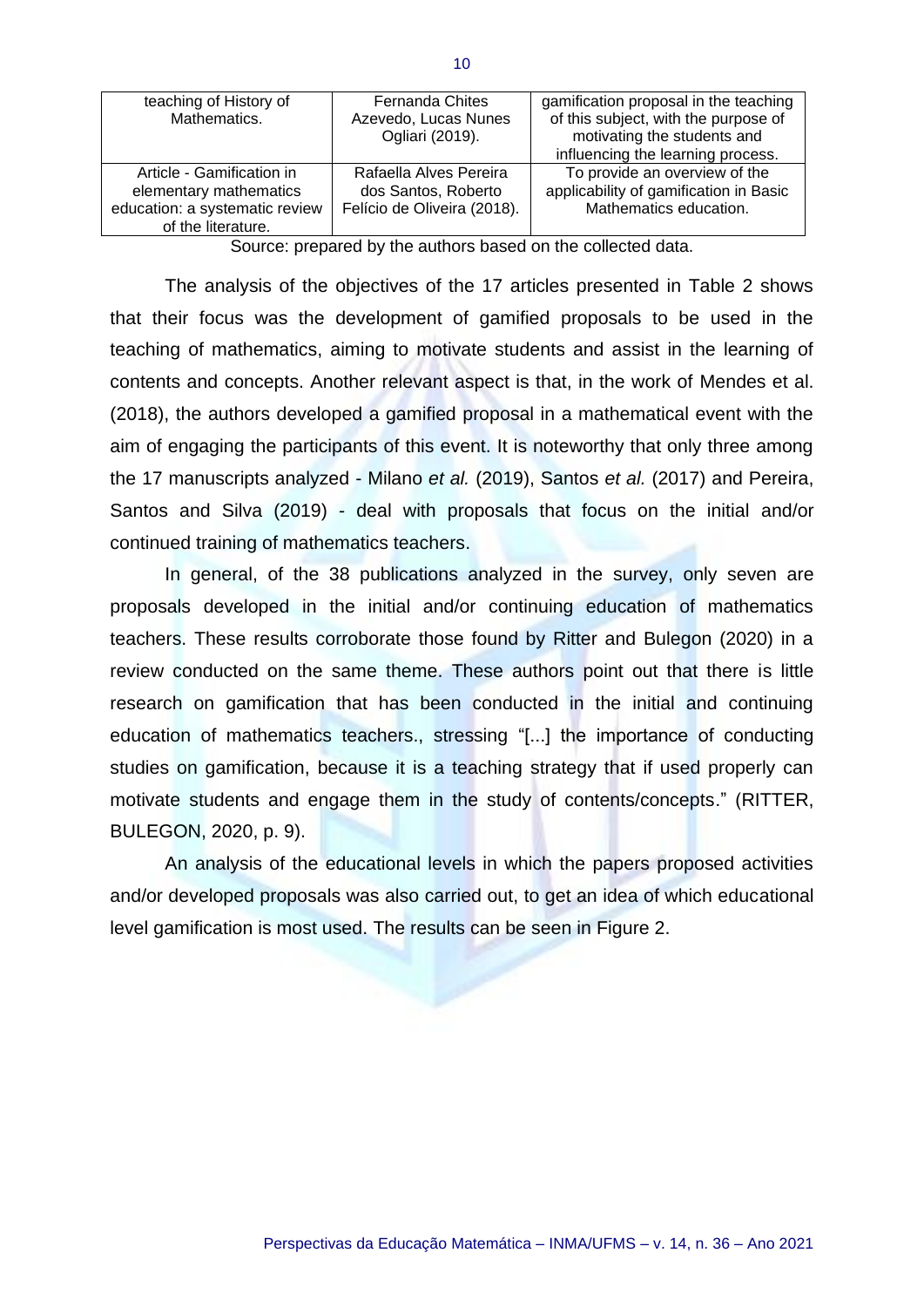| teaching of History of Mathematics. | Fernanda Chites Azevedo, Lucas Nunes Ogliari (2019). | gamification proposal in the teaching of this subject, with the purpose of motivating the students and influencing the learning process. |
|---|---|---|
| Article - Gamification in elementary mathematics education: a systematic review of the literature. | Rafaella Alves Pereira dos Santos, Roberto Felício de Oliveira (2018). | To provide an overview of the applicability of gamification in Basic Mathematics education. |

Source: prepared by the authors based on the collected data.

The analysis of the objectives of the 17 articles presented in Table 2 shows that their focus was the development of gamified proposals to be used in the teaching of mathematics, aiming to motivate students and assist in the learning of contents and concepts. Another relevant aspect is that, in the work of Mendes et al. (2018), the authors developed a gamified proposal in a mathematical event with the aim of engaging the participants of this event. It is noteworthy that only three among the 17 manuscripts analyzed - Milano *et al.* (2019), Santos *et al.* (2017) and Pereira, Santos and Silva (2019) - deal with proposals that focus on the initial and/or continued training of mathematics teachers.

In general, of the 38 publications analyzed in the survey, only seven are proposals developed in the initial and/or continuing education of mathematics teachers. These results corroborate those found by Ritter and Bulegon (2020) in a review conducted on the same theme. These authors point out that there is little research on gamification that has been conducted in the initial and continuing education of mathematics teachers., stressing "[...] the importance of conducting studies on gamification, because it is a teaching strategy that if used properly can motivate students and engage them in the study of contents/concepts." (RITTER, BULEGON, 2020, p. 9).

An analysis of the educational levels in which the papers proposed activities and/or developed proposals was also carried out, to get an idea of which educational level gamification is most used. The results can be seen in Figure 2.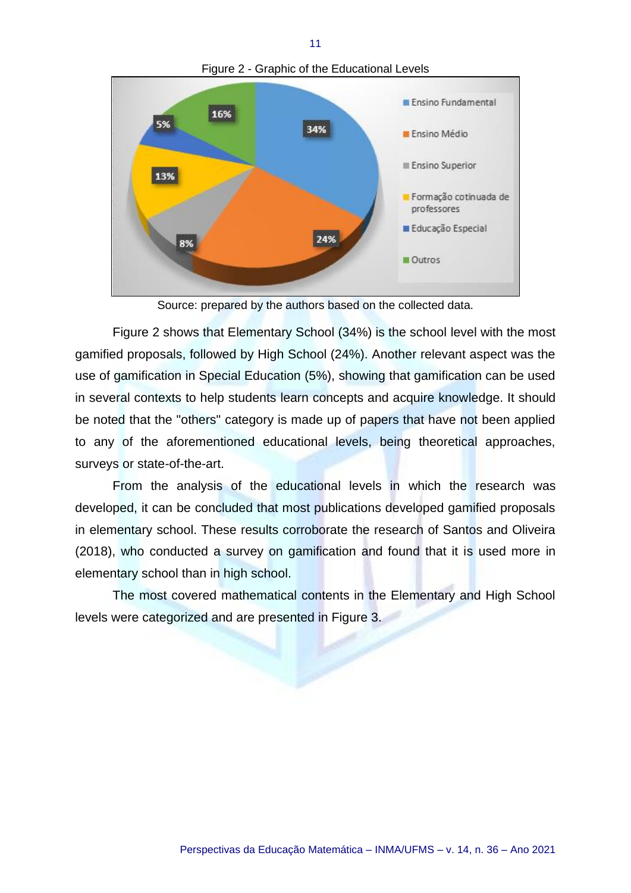Figure 2 - Graphic of the Educational Levels

Source: prepared by the authors based on the collected data.

Figure 2 shows that Elementary School (34%) is the school level with the most gamified proposals, followed by High School (24%). Another relevant aspect was the use of gamification in Special Education (5%), showing that gamification can be used in several contexts to help students learn concepts and acquire knowledge. It should be noted that the "others" category is made up of papers that have not been applied to any of the aforementioned educational levels, being theoretical approaches, surveys or state-of-the-art.

From the analysis of the educational levels in which the research was developed, it can be concluded that most publications developed gamified proposals in elementary school. These results corroborate the research of Santos and Oliveira (2018), who conducted a survey on gamification and found that it is used more in elementary school than in high school.

The most covered mathematical contents in the Elementary and High School levels were categorized and are presented in Figure 3.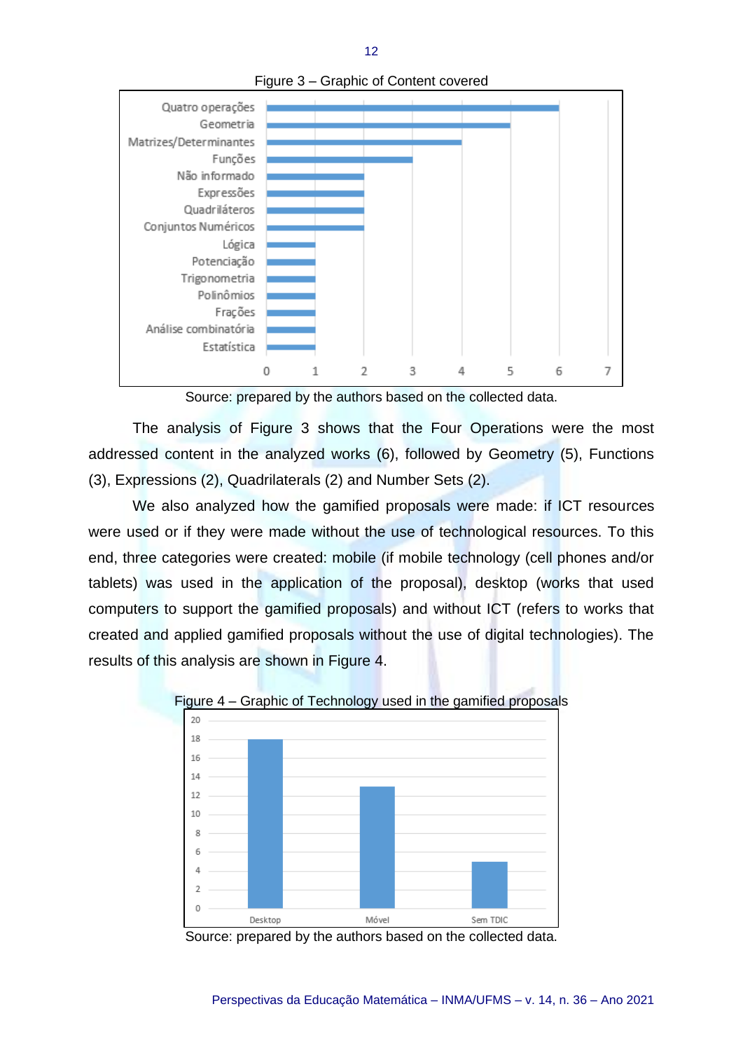Figure 3 – Graphic of Content covered

| Content | Value |
|---|---|
| Quatro operações | 6 |
| Geometria | 5 |
| Matrizes/Determinantes | 4 |
| Funções | 3 |
| Não informado | 2 |
| Expressões | 2 |
| Quadriláteros | 2 |
| Conjuntos Numéricos | 2 |
| Lógica | 1 |
| Potenciação | 1 |
| Trigonometria | 1 |
| Polinômios | 1 |
| Frações | 1 |
| Análise combinatória | 1 |
| Estatística | 1 |

Source: prepared by the authors based on the collected data.

The analysis of Figure 3 shows that the Four Operations were the most addressed content in the analyzed works (6), followed by Geometry (5), Functions (3), Expressions (2), Quadrilaterals (2) and Number Sets (2).

We also analyzed how the gamified proposals were made: if ICT resources were used or if they were made without the use of technological resources. To this end, three categories were created: mobile (if mobile technology (cell phones and/or tablets) was used in the application of the proposal), desktop (works that used computers to support the gamified proposals) and without ICT (refers to works that created and applied gamified proposals without the use of digital technologies). The results of this analysis are shown in Figure 4.

Figure 4 – Graphic of Technology used in the gamified proposals

| Technology | Value |
|---|---|
| Desktop | 18 |
| Móvel | 13 |
| Sem TDIC | 5 |

Source: prepared by the authors based on the collected data.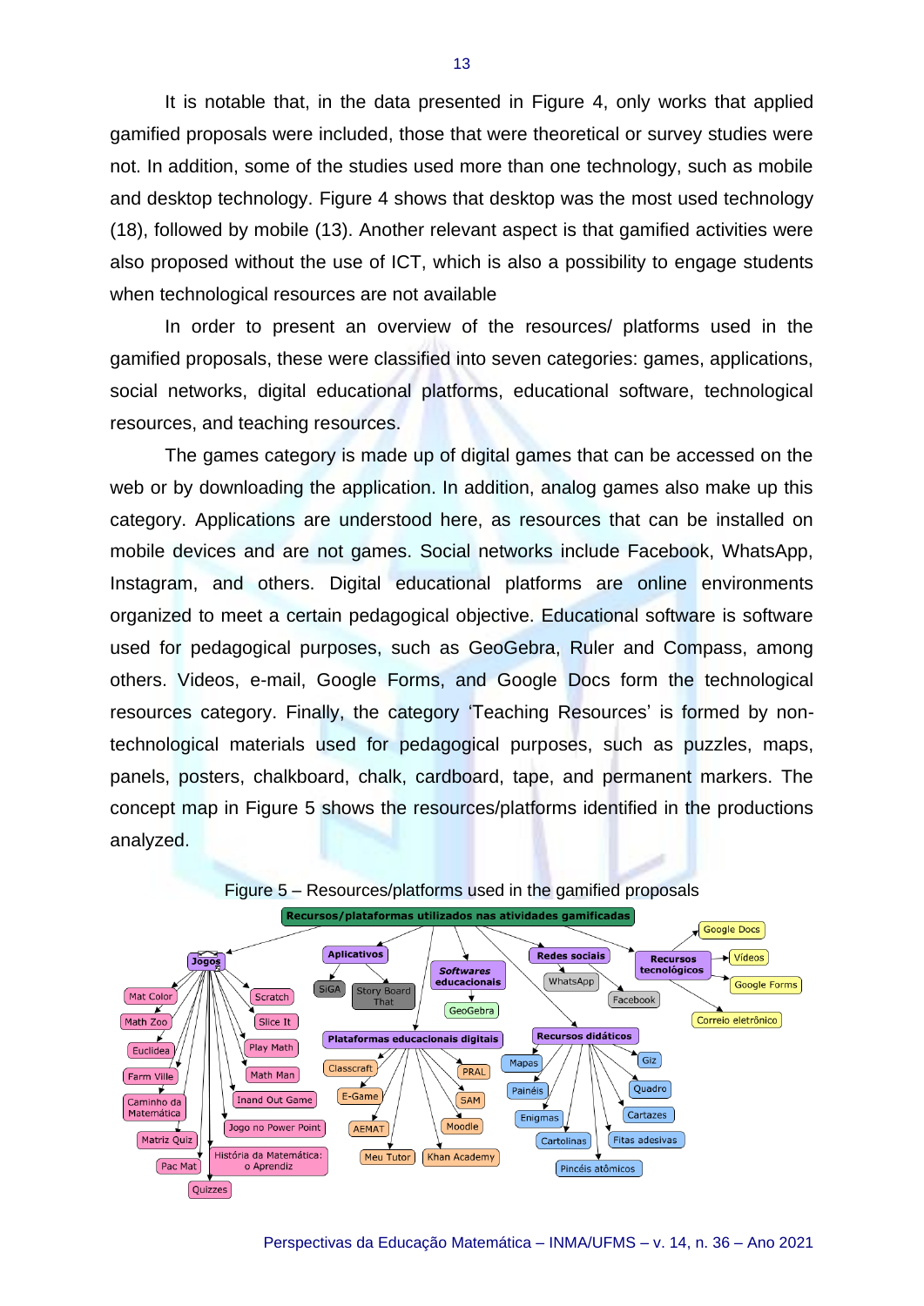It is notable that, in the data presented in Figure 4, only works that applied gamified proposals were included, those that were theoretical or survey studies were not. In addition, some of the studies used more than one technology, such as mobile and desktop technology. Figure 4 shows that desktop was the most used technology (18), followed by mobile (13). Another relevant aspect is that gamified activities were also proposed without the use of ICT, which is also a possibility to engage students when technological resources are not available

In order to present an overview of the resources/ platforms used in the gamified proposals, these were classified into seven categories: games, applications, social networks, digital educational platforms, educational software, technological resources, and teaching resources.

The games category is made up of digital games that can be accessed on the web or by downloading the application. In addition, analog games also make up this category. Applications are understood here, as resources that can be installed on mobile devices and are not games. Social networks include Facebook, WhatsApp, Instagram, and others. Digital educational platforms are online environments organized to meet a certain pedagogical objective. Educational software is software used for pedagogical purposes, such as GeoGebra, Ruler and Compass, among others. Videos, e-mail, Google Forms, and Google Docs form the technological resources category. Finally, the category 'Teaching Resources' is formed by non-technological materials used for pedagogical purposes, such as puzzles, maps, panels, posters, chalkboard, chalk, cardboard, tape, and permanent markers. The concept map in Figure 5 shows the resources/platforms identified in the productions analyzed.

Figure 5 – Resources/platforms used in the gamified proposals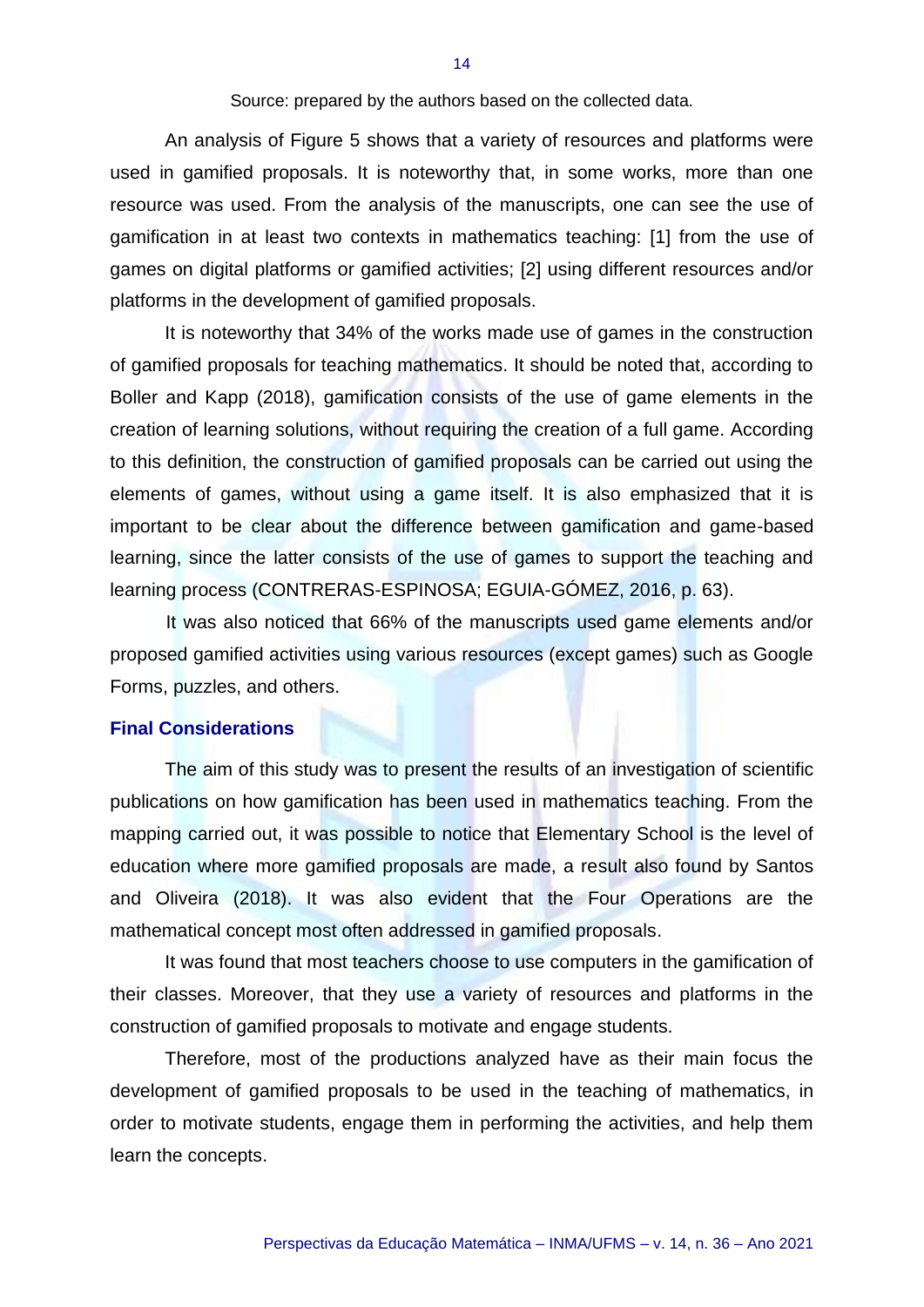Source: prepared by the authors based on the collected data.

An analysis of Figure 5 shows that a variety of resources and platforms were used in gamified proposals. It is noteworthy that, in some works, more than one resource was used. From the analysis of the manuscripts, one can see the use of gamification in at least two contexts in mathematics teaching: [1] from the use of games on digital platforms or gamified activities; [2] using different resources and/or platforms in the development of gamified proposals.

It is noteworthy that 34% of the works made use of games in the construction of gamified proposals for teaching mathematics. It should be noted that, according to Boller and Kapp (2018), gamification consists of the use of game elements in the creation of learning solutions, without requiring the creation of a full game. According to this definition, the construction of gamified proposals can be carried out using the elements of games, without using a game itself. It is also emphasized that it is important to be clear about the difference between gamification and game-based learning, since the latter consists of the use of games to support the teaching and learning process (CONTRERAS-ESPINOSA; EGUIA-GÓMEZ, 2016, p. 63).

It was also noticed that 66% of the manuscripts used game elements and/or proposed gamified activities using various resources (except games) such as Google Forms, puzzles, and others.

## Final Considerations

The aim of this study was to present the results of an investigation of scientific publications on how gamification has been used in mathematics teaching. From the mapping carried out, it was possible to notice that Elementary School is the level of education where more gamified proposals are made, a result also found by Santos and Oliveira (2018). It was also evident that the Four Operations are the mathematical concept most often addressed in gamified proposals.

It was found that most teachers choose to use computers in the gamification of their classes. Moreover, that they use a variety of resources and platforms in the construction of gamified proposals to motivate and engage students.

Therefore, most of the productions analyzed have as their main focus the development of gamified proposals to be used in the teaching of mathematics, in order to motivate students, engage them in performing the activities, and help them learn the concepts.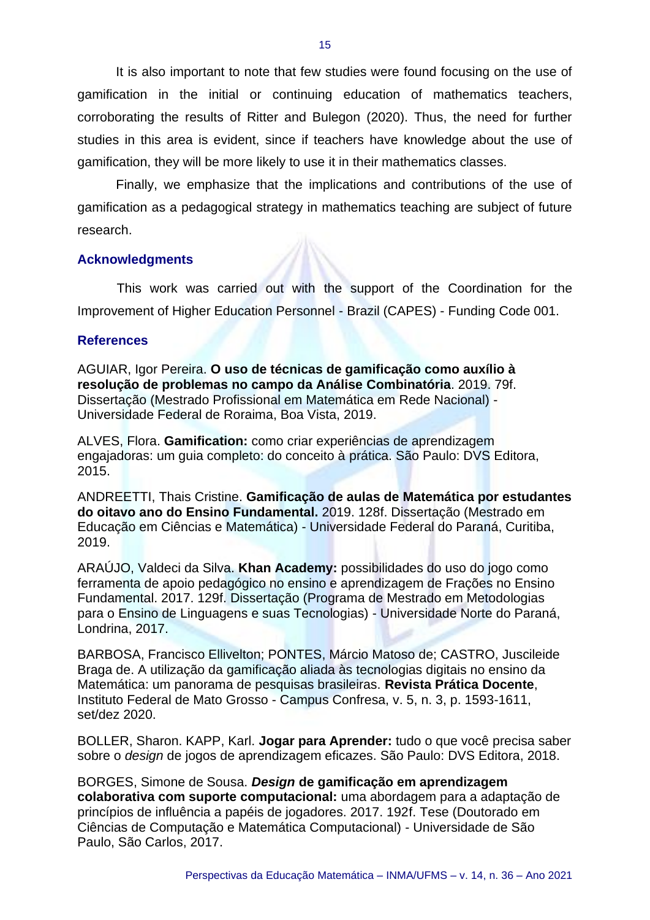It is also important to note that few studies were found focusing on the use of gamification in the initial or continuing education of mathematics teachers, corroborating the results of Ritter and Bulegon (2020). Thus, the need for further studies in this area is evident, since if teachers have knowledge about the use of gamification, they will be more likely to use it in their mathematics classes.

Finally, we emphasize that the implications and contributions of the use of gamification as a pedagogical strategy in mathematics teaching are subject of future research.

## Acknowledgments

This work was carried out with the support of the Coordination for the Improvement of Higher Education Personnel - Brazil (CAPES) - Funding Code 001.

## References

AGUIAR, Igor Pereira. **O uso de técnicas de gamificação como auxílio à resolução de problemas no campo da Análise Combinatória**. 2019. 79f. Dissertação (Mestrado Profissional em Matemática em Rede Nacional) - Universidade Federal de Roraima, Boa Vista, 2019.

ALVES, Flora. **Gamification:** como criar experiências de aprendizagem engajadoras: um guia completo: do conceito à prática. São Paulo: DVS Editora, 2015.

ANDREETTI, Thais Cristine. **Gamificação de aulas de Matemática por estudantes do oitavo ano do Ensino Fundamental.** 2019. 128f. Dissertação (Mestrado em Educação em Ciências e Matemática) - Universidade Federal do Paraná, Curitiba, 2019.

ARAÚJO, Valdeci da Silva. **Khan Academy:** possibilidades do uso do jogo como ferramenta de apoio pedagógico no ensino e aprendizagem de Frações no Ensino Fundamental. 2017. 129f. Dissertação (Programa de Mestrado em Metodologias para o Ensino de Linguagens e suas Tecnologias) - Universidade Norte do Paraná, Londrina, 2017.

BARBOSA, Francisco Ellivelton; PONTES, Márcio Matoso de; CASTRO, Juscileide Braga de. A utilização da gamificação aliada às tecnologias digitais no ensino da Matemática: um panorama de pesquisas brasileiras. **Revista Prática Docente**, Instituto Federal de Mato Grosso - Campus Confresa, v. 5, n. 3, p. 1593-1611, set/dez 2020.

BOLLER, Sharon. KAPP, Karl. **Jogar para Aprender:** tudo o que você precisa saber sobre o *design* de jogos de aprendizagem eficazes. São Paulo: DVS Editora, 2018.

BORGES, Simone de Sousa. ***Design* de gamificação em aprendizagem colaborativa com suporte computacional:** uma abordagem para a adaptação de princípios de influência a papéis de jogadores. 2017. 192f. Tese (Doutorado em Ciências de Computação e Matemática Computacional) - Universidade de São Paulo, São Carlos, 2017.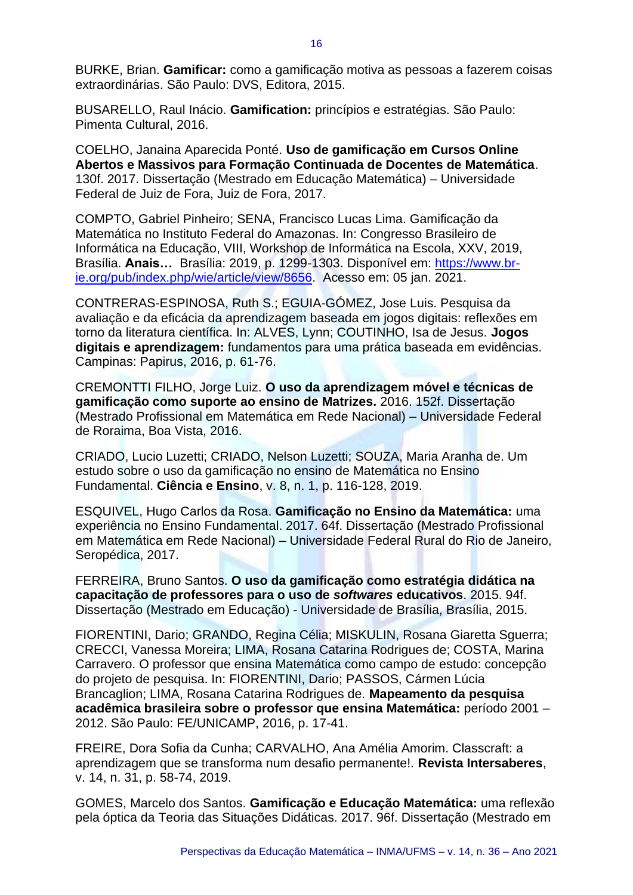BURKE, Brian. **Gamificar:** como a gamificação motiva as pessoas a fazerem coisas extraordinárias. São Paulo: DVS, Editora, 2015.

BUSARELLO, Raul Inácio. **Gamification:** princípios e estratégias. São Paulo: Pimenta Cultural, 2016.

COELHO, Janaina Aparecida Ponté. **Uso de gamificação em Cursos Online Abertos e Massivos para Formação Continuada de Docentes de Matemática**. 130f. 2017. Dissertação (Mestrado em Educação Matemática) – Universidade Federal de Juiz de Fora, Juiz de Fora, 2017.

COMPTO, Gabriel Pinheiro; SENA, Francisco Lucas Lima. Gamificação da Matemática no Instituto Federal do Amazonas. In: Congresso Brasileiro de Informática na Educação, VIII, Workshop de Informática na Escola, XXV, 2019, Brasília. **Anais…** Brasília: 2019, p. 1299-1303. Disponível em: https://www.br-ie.org/pub/index.php/wie/article/view/8656. Acesso em: 05 jan. 2021.

CONTRERAS-ESPINOSA, Ruth S.; EGUIA-GÓMEZ, Jose Luis. Pesquisa da avaliação e da eficácia da aprendizagem baseada em jogos digitais: reflexões em torno da literatura científica. In: ALVES, Lynn; COUTINHO, Isa de Jesus. **Jogos digitais e aprendizagem:** fundamentos para uma prática baseada em evidências. Campinas: Papirus, 2016, p. 61-76.

CREMONTTI FILHO, Jorge Luiz. **O uso da aprendizagem móvel e técnicas de gamificação como suporte ao ensino de Matrizes.** 2016. 152f. Dissertação (Mestrado Profissional em Matemática em Rede Nacional) – Universidade Federal de Roraima, Boa Vista, 2016.

CRIADO, Lucio Luzetti; CRIADO, Nelson Luzetti; SOUZA, Maria Aranha de. Um estudo sobre o uso da gamificação no ensino de Matemática no Ensino Fundamental. **Ciência e Ensino**, v. 8, n. 1, p. 116-128, 2019.

ESQUIVEL, Hugo Carlos da Rosa. **Gamificação no Ensino da Matemática:** uma experiência no Ensino Fundamental. 2017. 64f. Dissertação (Mestrado Profissional em Matemática em Rede Nacional) – Universidade Federal Rural do Rio de Janeiro, Seropédica, 2017.

FERREIRA, Bruno Santos. **O uso da gamificação como estratégia didática na capacitação de professores para o uso de *softwares* educativos**. 2015. 94f. Dissertação (Mestrado em Educação) - Universidade de Brasília, Brasília, 2015.

FIORENTINI, Dario; GRANDO, Regina Célia; MISKULIN, Rosana Giaretta Sguerra; CRECCI, Vanessa Moreira; LIMA, Rosana Catarina Rodrigues de; COSTA, Marina Carravero. O professor que ensina Matemática como campo de estudo: concepção do projeto de pesquisa. In: FIORENTINI, Dario; PASSOS, Cármen Lúcia Brancaglion; LIMA, Rosana Catarina Rodrigues de. **Mapeamento da pesquisa acadêmica brasileira sobre o professor que ensina Matemática:** período 2001 – 2012. São Paulo: FE/UNICAMP, 2016, p. 17-41.

FREIRE, Dora Sofia da Cunha; CARVALHO, Ana Amélia Amorim. Classcraft: a aprendizagem que se transforma num desafio permanente!. **Revista Intersaberes**, v. 14, n. 31, p. 58-74, 2019.

GOMES, Marcelo dos Santos. **Gamificação e Educação Matemática:** uma reflexão pela óptica da Teoria das Situações Didáticas. 2017. 96f. Dissertação (Mestrado em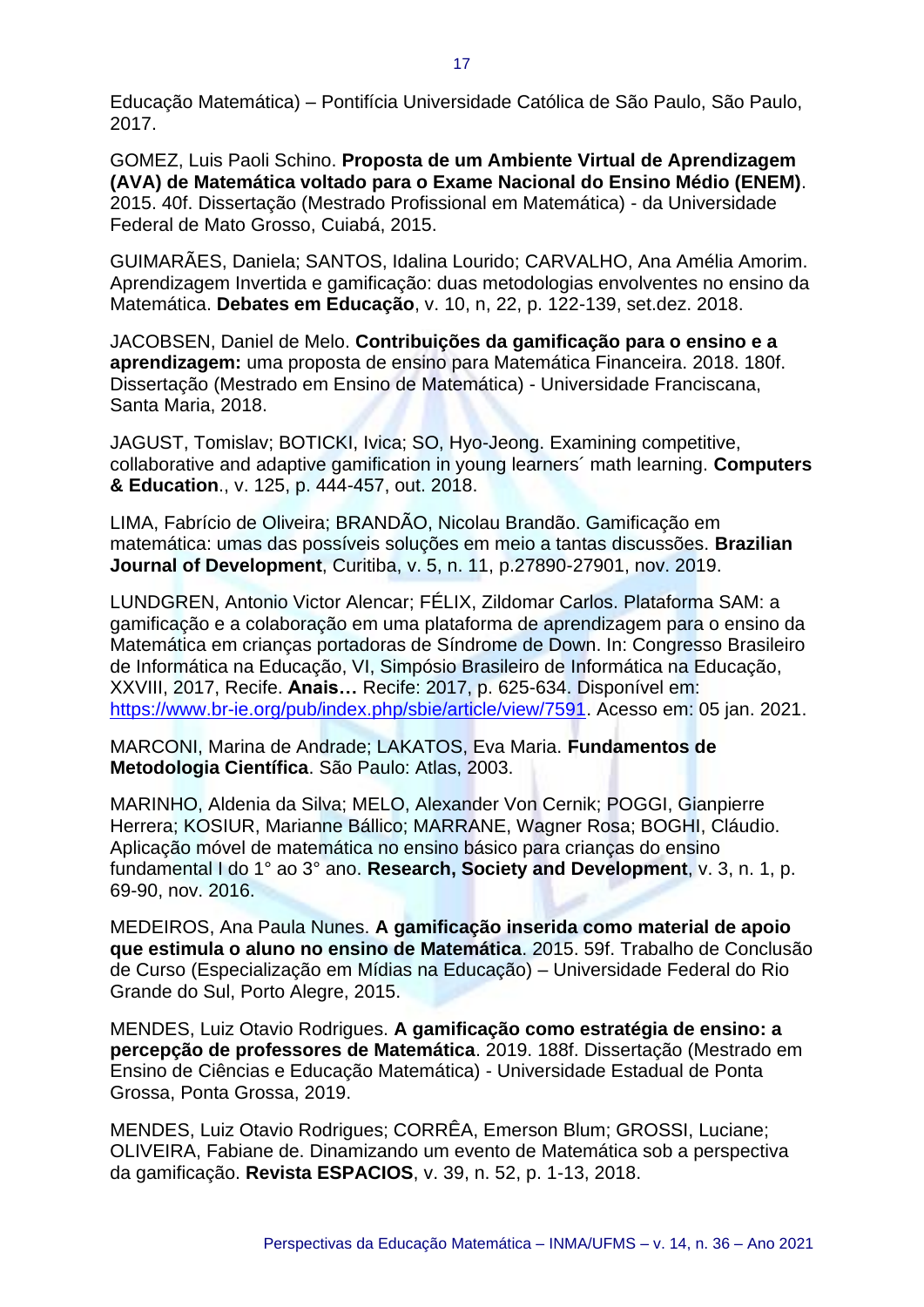Educação Matemática) – Pontifícia Universidade Católica de São Paulo, São Paulo, 2017.

GOMEZ, Luis Paoli Schino. **Proposta de um Ambiente Virtual de Aprendizagem (AVA) de Matemática voltado para o Exame Nacional do Ensino Médio (ENEM)**. 2015. 40f. Dissertação (Mestrado Profissional em Matemática) - da Universidade Federal de Mato Grosso, Cuiabá, 2015.

GUIMARÃES, Daniela; SANTOS, Idalina Lourido; CARVALHO, Ana Amélia Amorim. Aprendizagem Invertida e gamificação: duas metodologias envolventes no ensino da Matemática. **Debates em Educação**, v. 10, n, 22, p. 122-139, set.dez. 2018.

JACOBSEN, Daniel de Melo. **Contribuições da gamificação para o ensino e a aprendizagem:** uma proposta de ensino para Matemática Financeira. 2018. 180f. Dissertação (Mestrado em Ensino de Matemática) - Universidade Franciscana, Santa Maria, 2018.

JAGUST, Tomislav; BOTICKI, Ivica; SO, Hyo-Jeong. Examining competitive, collaborative and adaptive gamification in young learners´ math learning. **Computers & Education**., v. 125, p. 444-457, out. 2018.

LIMA, Fabrício de Oliveira; BRANDÃO, Nicolau Brandão. Gamificação em matemática: umas das possíveis soluções em meio a tantas discussões. **Brazilian Journal of Development**, Curitiba, v. 5, n. 11, p.27890-27901, nov. 2019.

LUNDGREN, Antonio Victor Alencar; FÉLIX, Zildomar Carlos. Plataforma SAM: a gamificação e a colaboração em uma plataforma de aprendizagem para o ensino da Matemática em crianças portadoras de Síndrome de Down. In: Congresso Brasileiro de Informática na Educação, VI, Simpósio Brasileiro de Informática na Educação, XXVIII, 2017, Recife. **Anais…** Recife: 2017, p. 625-634. Disponível em: https://www.br-ie.org/pub/index.php/sbie/article/view/7591. Acesso em: 05 jan. 2021.

MARCONI, Marina de Andrade; LAKATOS, Eva Maria. **Fundamentos de Metodologia Científica**. São Paulo: Atlas, 2003.

MARINHO, Aldenia da Silva; MELO, Alexander Von Cernik; POGGI, Gianpierre Herrera; KOSIUR, Marianne Bállico; MARRANE, Wagner Rosa; BOGHI, Cláudio. Aplicação móvel de matemática no ensino básico para crianças do ensino fundamental I do 1° ao 3° ano. **Research, Society and Development**, v. 3, n. 1, p. 69-90, nov. 2016.

MEDEIROS, Ana Paula Nunes. **A gamificação inserida como material de apoio que estimula o aluno no ensino de Matemática**. 2015. 59f. Trabalho de Conclusão de Curso (Especialização em Mídias na Educação) – Universidade Federal do Rio Grande do Sul, Porto Alegre, 2015.

MENDES, Luiz Otavio Rodrigues. **A gamificação como estratégia de ensino: a percepção de professores de Matemática**. 2019. 188f. Dissertação (Mestrado em Ensino de Ciências e Educação Matemática) - Universidade Estadual de Ponta Grossa, Ponta Grossa, 2019.

MENDES, Luiz Otavio Rodrigues; CORRÊA, Emerson Blum; GROSSI, Luciane; OLIVEIRA, Fabiane de. Dinamizando um evento de Matemática sob a perspectiva da gamificação. **Revista ESPACIOS**, v. 39, n. 52, p. 1-13, 2018.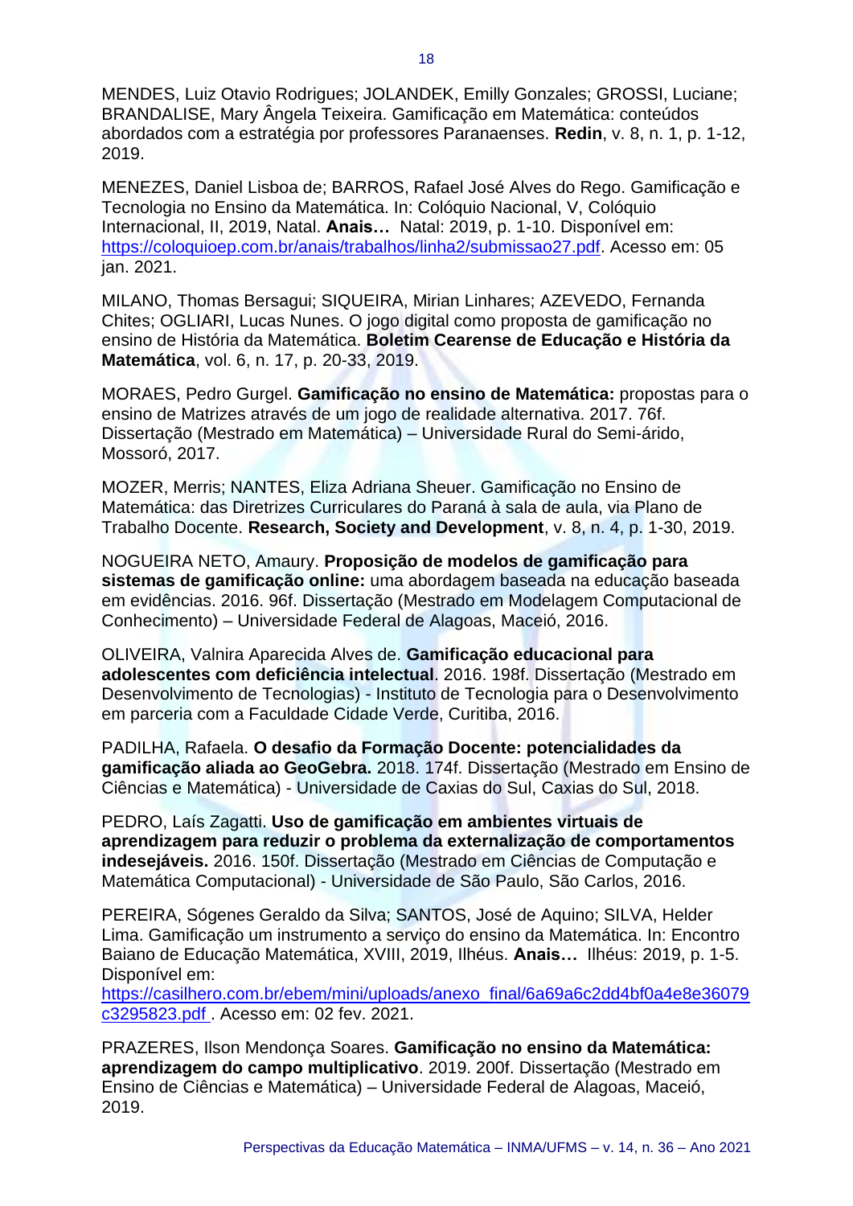MENDES, Luiz Otavio Rodrigues; JOLANDEK, Emilly Gonzales; GROSSI, Luciane; BRANDALISE, Mary Ângela Teixeira. Gamificação em Matemática: conteúdos abordados com a estratégia por professores Paranaenses. **Redin**, v. 8, n. 1, p. 1-12, 2019.

MENEZES, Daniel Lisboa de; BARROS, Rafael José Alves do Rego. Gamificação e Tecnologia no Ensino da Matemática. In: Colóquio Nacional, V, Colóquio Internacional, II, 2019, Natal. **Anais…** Natal: 2019, p. 1-10. Disponível em: https://coloquioep.com.br/anais/trabalhos/linha2/submissao27.pdf. Acesso em: 05 jan. 2021.

MILANO, Thomas Bersagui; SIQUEIRA, Mirian Linhares; AZEVEDO, Fernanda Chites; OGLIARI, Lucas Nunes. O jogo digital como proposta de gamificação no ensino de História da Matemática. **Boletim Cearense de Educação e História da Matemática**, vol. 6, n. 17, p. 20-33, 2019.

MORAES, Pedro Gurgel. **Gamificação no ensino de Matemática:** propostas para o ensino de Matrizes através de um jogo de realidade alternativa. 2017. 76f. Dissertação (Mestrado em Matemática) – Universidade Rural do Semi-árido, Mossoró, 2017.

MOZER, Merris; NANTES, Eliza Adriana Sheuer. Gamificação no Ensino de Matemática: das Diretrizes Curriculares do Paraná à sala de aula, via Plano de Trabalho Docente. **Research, Society and Development**, v. 8, n. 4, p. 1-30, 2019.

NOGUEIRA NETO, Amaury. **Proposição de modelos de gamificação para sistemas de gamificação online:** uma abordagem baseada na educação baseada em evidências. 2016. 96f. Dissertação (Mestrado em Modelagem Computacional de Conhecimento) – Universidade Federal de Alagoas, Maceió, 2016.

OLIVEIRA, Valnira Aparecida Alves de. **Gamificação educacional para adolescentes com deficiência intelectual**. 2016. 198f. Dissertação (Mestrado em Desenvolvimento de Tecnologias) - Instituto de Tecnologia para o Desenvolvimento em parceria com a Faculdade Cidade Verde, Curitiba, 2016.

PADILHA, Rafaela. **O desafio da Formação Docente: potencialidades da gamificação aliada ao GeoGebra.** 2018. 174f. Dissertação (Mestrado em Ensino de Ciências e Matemática) - Universidade de Caxias do Sul, Caxias do Sul, 2018.

PEDRO, Laís Zagatti. **Uso de gamificação em ambientes virtuais de aprendizagem para reduzir o problema da externalização de comportamentos indesejáveis.** 2016. 150f. Dissertação (Mestrado em Ciências de Computação e Matemática Computacional) - Universidade de São Paulo, São Carlos, 2016.

PEREIRA, Sógenes Geraldo da Silva; SANTOS, José de Aquino; SILVA, Helder Lima. Gamificação um instrumento a serviço do ensino da Matemática. In: Encontro Baiano de Educação Matemática, XVIII, 2019, Ilhéus. **Anais…** Ilhéus: 2019, p. 1-5. Disponível em: https://casilhero.com.br/ebem/mini/uploads/anexo_final/6a69a6c2dd4bf0a4e8e36079c3295823.pdf . Acesso em: 02 fev. 2021.

PRAZERES, Ilson Mendonça Soares. **Gamificação no ensino da Matemática: aprendizagem do campo multiplicativo**. 2019. 200f. Dissertação (Mestrado em Ensino de Ciências e Matemática) – Universidade Federal de Alagoas, Maceió, 2019.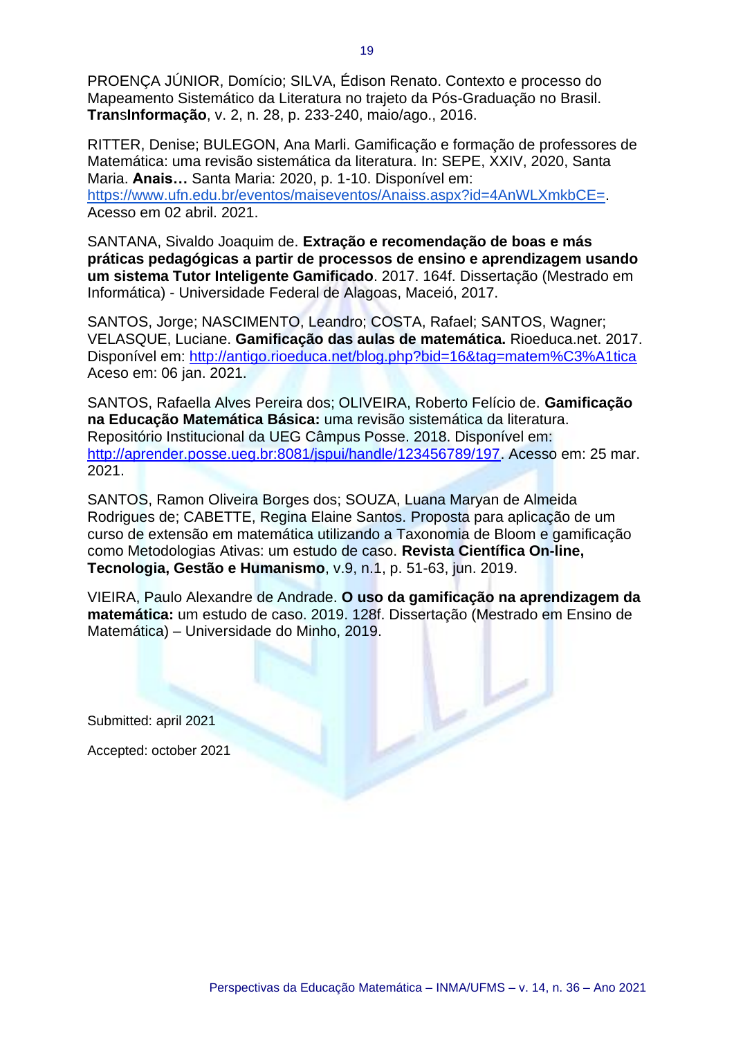PROENÇA JÚNIOR, Domício; SILVA, Édison Renato. Contexto e processo do Mapeamento Sistemático da Literatura no trajeto da Pós-Graduação no Brasil. **TransInformação**, v. 2, n. 28, p. 233-240, maio/ago., 2016.

RITTER, Denise; BULEGON, Ana Marli. Gamificação e formação de professores de Matemática: uma revisão sistemática da literatura. In: SEPE, XXIV, 2020, Santa Maria. **Anais…** Santa Maria: 2020, p. 1-10. Disponível em: https://www.ufn.edu.br/eventos/maiseventos/Anaiss.aspx?id=4AnWLXmkbCE=. Acesso em 02 abril. 2021.

SANTANA, Sivaldo Joaquim de. **Extração e recomendação de boas e más práticas pedagógicas a partir de processos de ensino e aprendizagem usando um sistema Tutor Inteligente Gamificado**. 2017. 164f. Dissertação (Mestrado em Informática) - Universidade Federal de Alagoas, Maceió, 2017.

SANTOS, Jorge; NASCIMENTO, Leandro; COSTA, Rafael; SANTOS, Wagner; VELASQUE, Luciane. **Gamificação das aulas de matemática.** Rioeduca.net. 2017. Disponível em: http://antigo.rioeduca.net/blog.php?bid=16&tag=matem%C3%A1tica Aceso em: 06 jan. 2021.

SANTOS, Rafaella Alves Pereira dos; OLIVEIRA, Roberto Felício de. **Gamificação na Educação Matemática Básica:** uma revisão sistemática da literatura. Repositório Institucional da UEG Câmpus Posse. 2018. Disponível em: http://aprender.posse.ueg.br:8081/jspui/handle/123456789/197. Acesso em: 25 mar. 2021.

SANTOS, Ramon Oliveira Borges dos; SOUZA, Luana Maryan de Almeida Rodrigues de; CABETTE, Regina Elaine Santos. Proposta para aplicação de um curso de extensão em matemática utilizando a Taxonomia de Bloom e gamificação como Metodologias Ativas: um estudo de caso. **Revista Científica On-line, Tecnologia, Gestão e Humanismo**, v.9, n.1, p. 51-63, jun. 2019.

VIEIRA, Paulo Alexandre de Andrade. **O uso da gamificação na aprendizagem da matemática:** um estudo de caso. 2019. 128f. Dissertação (Mestrado em Ensino de Matemática) – Universidade do Minho, 2019.

Submitted: april 2021

Accepted: october 2021